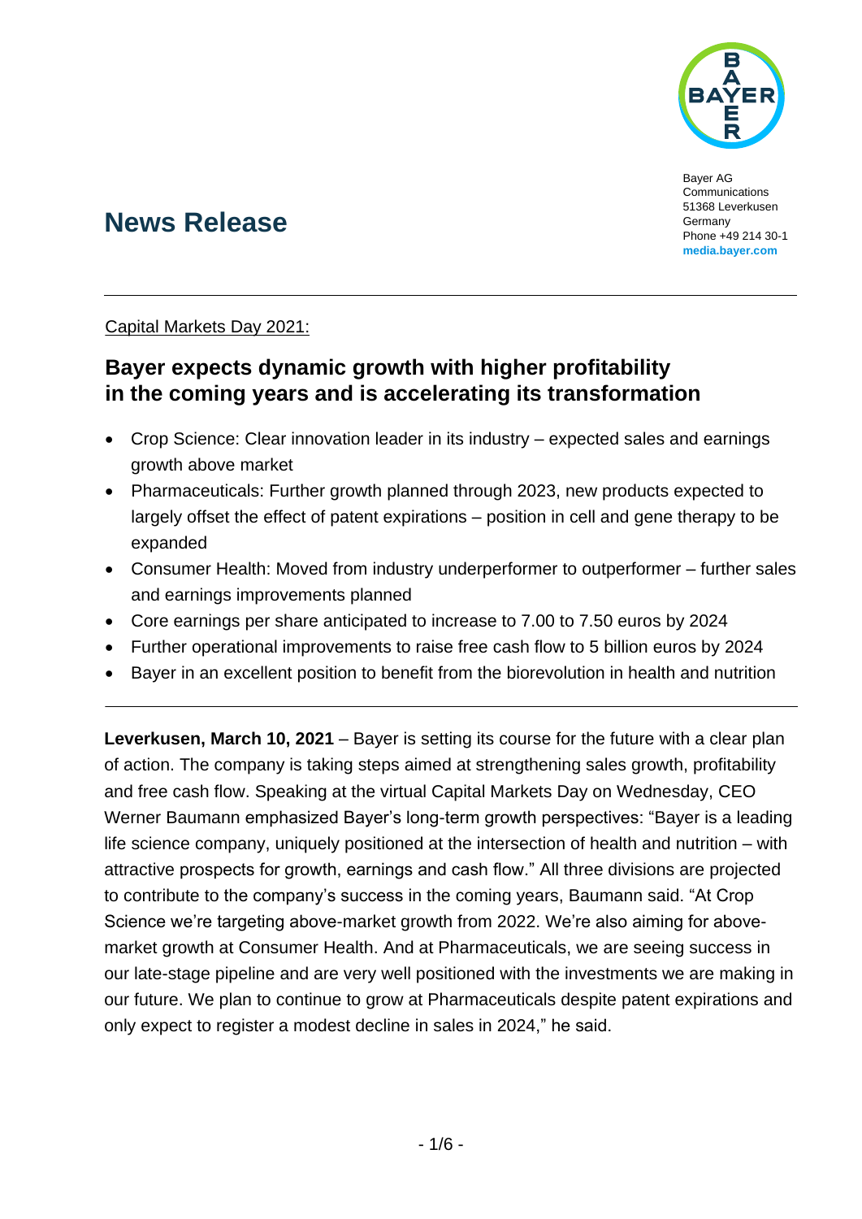Bayer AG
Communications
51368 Leverkusen
Germany
Phone +49 214 30-1
**media.bayer.com**

# News Release

Capital Markets Day 2021:

## Bayer expects dynamic growth with higher profitability in the coming years and is accelerating its transformation

- Crop Science: Clear innovation leader in its industry – expected sales and earnings growth above market
- Pharmaceuticals: Further growth planned through 2023, new products expected to largely offset the effect of patent expirations – position in cell and gene therapy to be expanded
- Consumer Health: Moved from industry underperformer to outperformer – further sales and earnings improvements planned
- Core earnings per share anticipated to increase to 7.00 to 7.50 euros by 2024
- Further operational improvements to raise free cash flow to 5 billion euros by 2024
- Bayer in an excellent position to benefit from the biorevolution in health and nutrition

**Leverkusen, March 10, 2021** – Bayer is setting its course for the future with a clear plan of action. The company is taking steps aimed at strengthening sales growth, profitability and free cash flow. Speaking at the virtual Capital Markets Day on Wednesday, CEO Werner Baumann emphasized Bayer's long-term growth perspectives: "Bayer is a leading life science company, uniquely positioned at the intersection of health and nutrition – with attractive prospects for growth, earnings and cash flow." All three divisions are projected to contribute to the company's success in the coming years, Baumann said. "At Crop Science we're targeting above-market growth from 2022. We're also aiming for above-market growth at Consumer Health. And at Pharmaceuticals, we are seeing success in our late-stage pipeline and are very well positioned with the investments we are making in our future. We plan to continue to grow at Pharmaceuticals despite patent expirations and only expect to register a modest decline in sales in 2024," he said.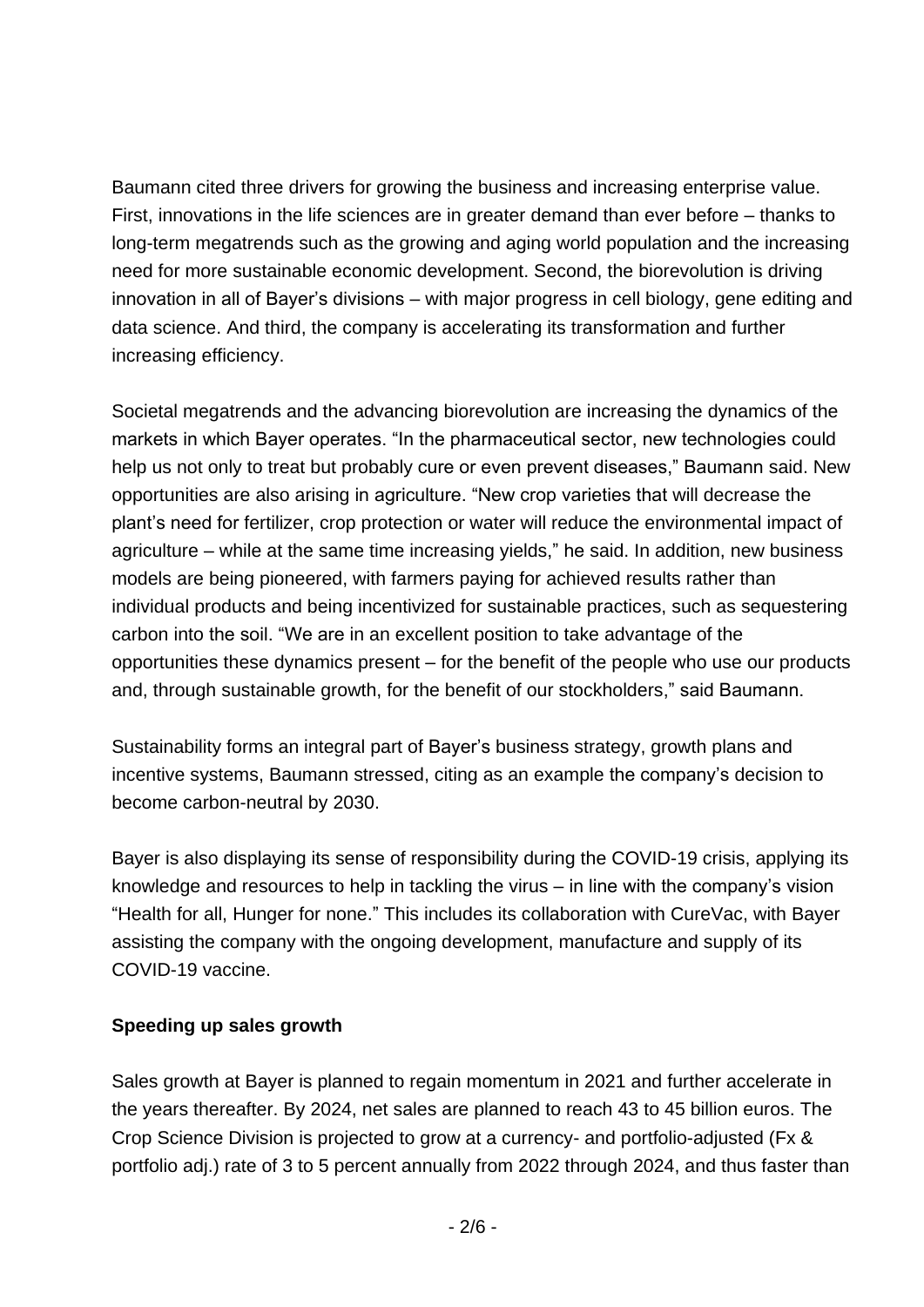Baumann cited three drivers for growing the business and increasing enterprise value. First, innovations in the life sciences are in greater demand than ever before – thanks to long-term megatrends such as the growing and aging world population and the increasing need for more sustainable economic development. Second, the biorevolution is driving innovation in all of Bayer's divisions – with major progress in cell biology, gene editing and data science. And third, the company is accelerating its transformation and further increasing efficiency.

Societal megatrends and the advancing biorevolution are increasing the dynamics of the markets in which Bayer operates. "In the pharmaceutical sector, new technologies could help us not only to treat but probably cure or even prevent diseases," Baumann said. New opportunities are also arising in agriculture. "New crop varieties that will decrease the plant's need for fertilizer, crop protection or water will reduce the environmental impact of agriculture – while at the same time increasing yields," he said. In addition, new business models are being pioneered, with farmers paying for achieved results rather than individual products and being incentivized for sustainable practices, such as sequestering carbon into the soil. "We are in an excellent position to take advantage of the opportunities these dynamics present – for the benefit of the people who use our products and, through sustainable growth, for the benefit of our stockholders," said Baumann.

Sustainability forms an integral part of Bayer's business strategy, growth plans and incentive systems, Baumann stressed, citing as an example the company's decision to become carbon-neutral by 2030.

Bayer is also displaying its sense of responsibility during the COVID-19 crisis, applying its knowledge and resources to help in tackling the virus – in line with the company's vision "Health for all, Hunger for none." This includes its collaboration with CureVac, with Bayer assisting the company with the ongoing development, manufacture and supply of its COVID-19 vaccine.

**Speeding up sales growth**

Sales growth at Bayer is planned to regain momentum in 2021 and further accelerate in the years thereafter. By 2024, net sales are planned to reach 43 to 45 billion euros. The Crop Science Division is projected to grow at a currency- and portfolio-adjusted (Fx & portfolio adj.) rate of 3 to 5 percent annually from 2022 through 2024, and thus faster than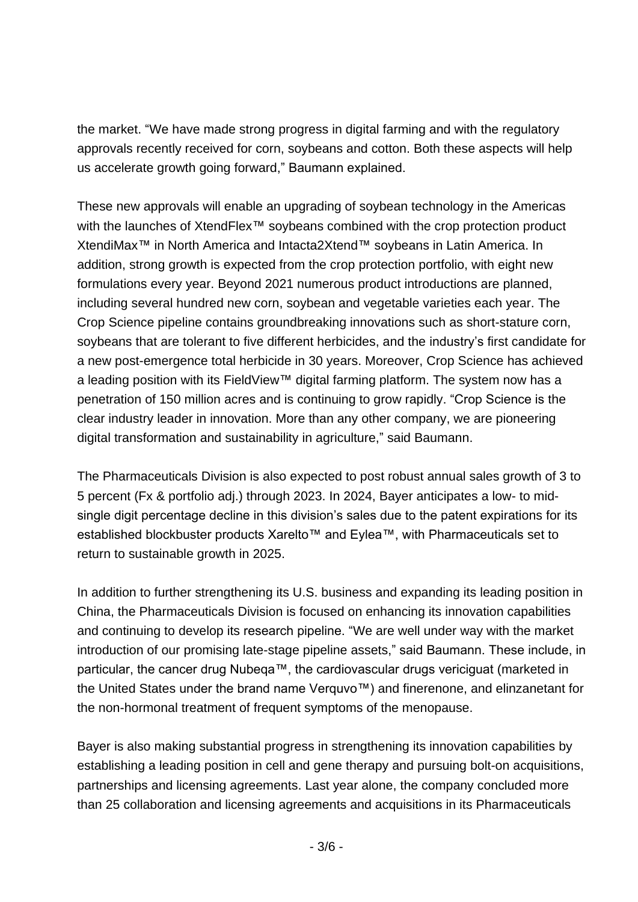the market. “We have made strong progress in digital farming and with the regulatory approvals recently received for corn, soybeans and cotton. Both these aspects will help us accelerate growth going forward,” Baumann explained.

These new approvals will enable an upgrading of soybean technology in the Americas with the launches of XtendFlex™ soybeans combined with the crop protection product XtendiMax™ in North America and Intacta2Xtend™ soybeans in Latin America. In addition, strong growth is expected from the crop protection portfolio, with eight new formulations every year. Beyond 2021 numerous product introductions are planned, including several hundred new corn, soybean and vegetable varieties each year. The Crop Science pipeline contains groundbreaking innovations such as short-stature corn, soybeans that are tolerant to five different herbicides, and the industry’s first candidate for a new post-emergence total herbicide in 30 years. Moreover, Crop Science has achieved a leading position with its FieldView™ digital farming platform. The system now has a penetration of 150 million acres and is continuing to grow rapidly. “Crop Science is the clear industry leader in innovation. More than any other company, we are pioneering digital transformation and sustainability in agriculture,” said Baumann.

The Pharmaceuticals Division is also expected to post robust annual sales growth of 3 to 5 percent (Fx & portfolio adj.) through 2023. In 2024, Bayer anticipates a low- to mid-single digit percentage decline in this division’s sales due to the patent expirations for its established blockbuster products Xarelto™ and Eylea™, with Pharmaceuticals set to return to sustainable growth in 2025.

In addition to further strengthening its U.S. business and expanding its leading position in China, the Pharmaceuticals Division is focused on enhancing its innovation capabilities and continuing to develop its research pipeline. “We are well under way with the market introduction of our promising late-stage pipeline assets,” said Baumann. These include, in particular, the cancer drug Nubeqa™, the cardiovascular drugs vericiguat (marketed in the United States under the brand name Verquvo™) and finerenone, and elinzanetant for the non-hormonal treatment of frequent symptoms of the menopause.

Bayer is also making substantial progress in strengthening its innovation capabilities by establishing a leading position in cell and gene therapy and pursuing bolt-on acquisitions, partnerships and licensing agreements. Last year alone, the company concluded more than 25 collaboration and licensing agreements and acquisitions in its Pharmaceuticals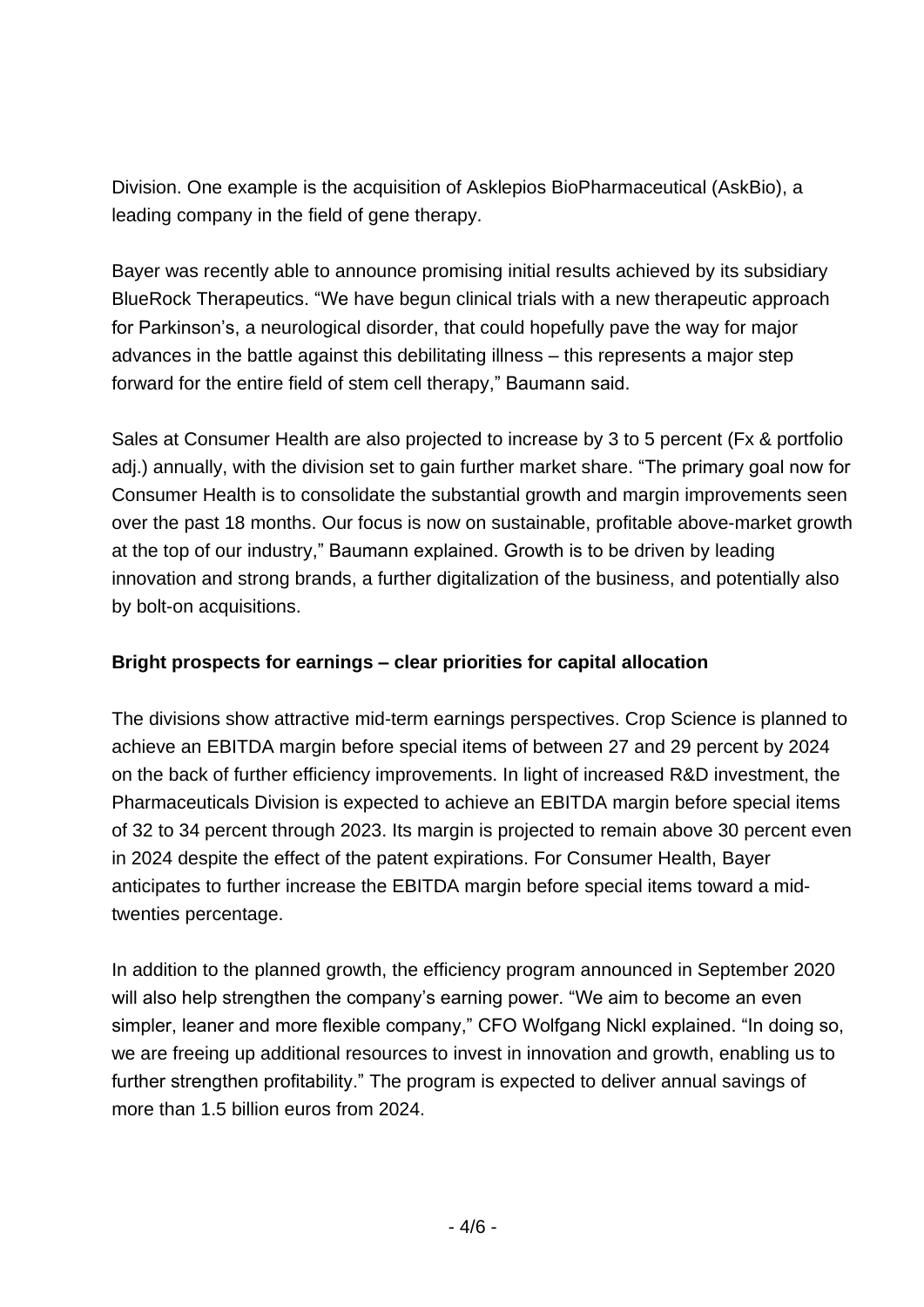Division. One example is the acquisition of Asklepios BioPharmaceutical (AskBio), a leading company in the field of gene therapy.

Bayer was recently able to announce promising initial results achieved by its subsidiary BlueRock Therapeutics. “We have begun clinical trials with a new therapeutic approach for Parkinson’s, a neurological disorder, that could hopefully pave the way for major advances in the battle against this debilitating illness – this represents a major step forward for the entire field of stem cell therapy,” Baumann said.

Sales at Consumer Health are also projected to increase by 3 to 5 percent (Fx & portfolio adj.) annually, with the division set to gain further market share. “The primary goal now for Consumer Health is to consolidate the substantial growth and margin improvements seen over the past 18 months. Our focus is now on sustainable, profitable above-market growth at the top of our industry,” Baumann explained. Growth is to be driven by leading innovation and strong brands, a further digitalization of the business, and potentially also by bolt-on acquisitions.

**Bright prospects for earnings – clear priorities for capital allocation**

The divisions show attractive mid-term earnings perspectives. Crop Science is planned to achieve an EBITDA margin before special items of between 27 and 29 percent by 2024 on the back of further efficiency improvements. In light of increased R&D investment, the Pharmaceuticals Division is expected to achieve an EBITDA margin before special items of 32 to 34 percent through 2023. Its margin is projected to remain above 30 percent even in 2024 despite the effect of the patent expirations. For Consumer Health, Bayer anticipates to further increase the EBITDA margin before special items toward a mid-twenties percentage.

In addition to the planned growth, the efficiency program announced in September 2020 will also help strengthen the company’s earning power. “We aim to become an even simpler, leaner and more flexible company,” CFO Wolfgang Nickl explained. “In doing so, we are freeing up additional resources to invest in innovation and growth, enabling us to further strengthen profitability.” The program is expected to deliver annual savings of more than 1.5 billion euros from 2024.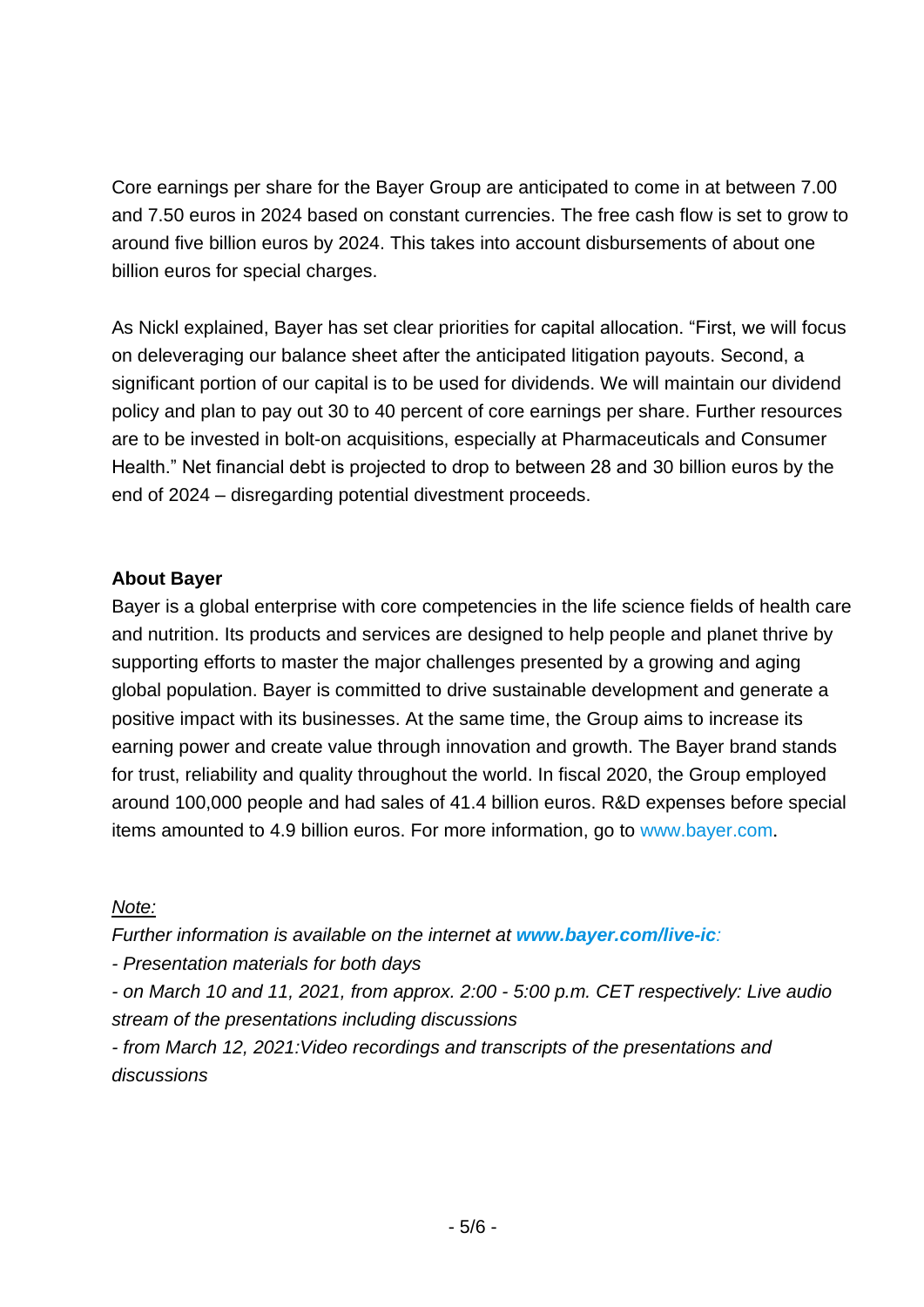Core earnings per share for the Bayer Group are anticipated to come in at between 7.00 and 7.50 euros in 2024 based on constant currencies. The free cash flow is set to grow to around five billion euros by 2024. This takes into account disbursements of about one billion euros for special charges.

As Nickl explained, Bayer has set clear priorities for capital allocation. “First, we will focus on deleveraging our balance sheet after the anticipated litigation payouts. Second, a significant portion of our capital is to be used for dividends. We will maintain our dividend policy and plan to pay out 30 to 40 percent of core earnings per share. Further resources are to be invested in bolt-on acquisitions, especially at Pharmaceuticals and Consumer Health.” Net financial debt is projected to drop to between 28 and 30 billion euros by the end of 2024 – disregarding potential divestment proceeds.

**About Bayer**

Bayer is a global enterprise with core competencies in the life science fields of health care and nutrition. Its products and services are designed to help people and planet thrive by supporting efforts to master the major challenges presented by a growing and aging global population. Bayer is committed to drive sustainable development and generate a positive impact with its businesses. At the same time, the Group aims to increase its earning power and create value through innovation and growth. The Bayer brand stands for trust, reliability and quality throughout the world. In fiscal 2020, the Group employed around 100,000 people and had sales of 41.4 billion euros. R&D expenses before special items amounted to 4.9 billion euros. For more information, go to www.bayer.com.

*Note:*

*Further information is available on the internet at **www.bayer.com/live-ic**:*

*- Presentation materials for both days*

*- on March 10 and 11, 2021, from approx. 2:00 - 5:00 p.m. CET respectively: Live audio stream of the presentations including discussions*

*- from March 12, 2021:Video recordings and transcripts of the presentations and discussions*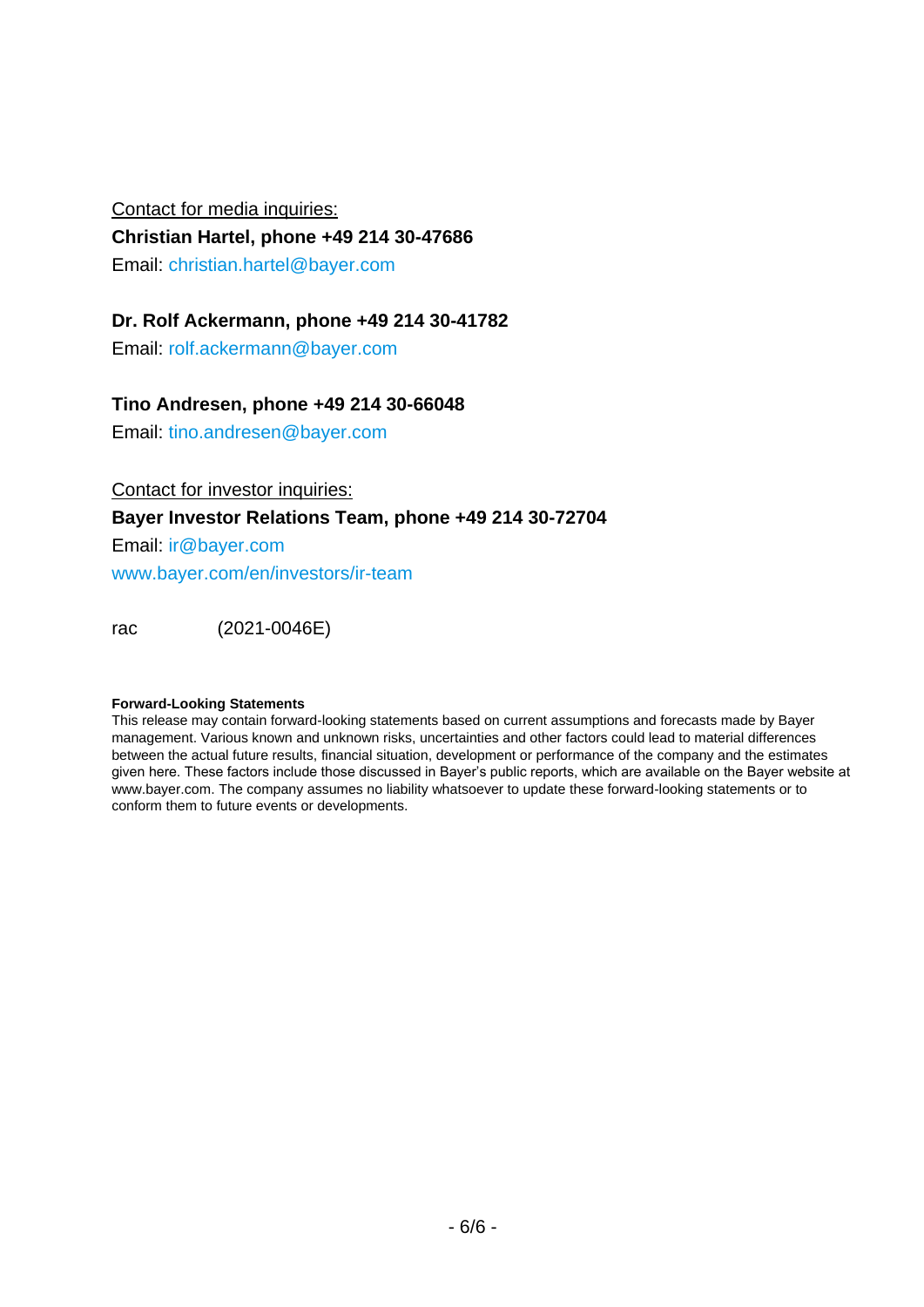Contact for media inquiries:

**Christian Hartel, phone +49 214 30-47686**

Email: christian.hartel@bayer.com

**Dr. Rolf Ackermann, phone +49 214 30-41782**

Email: rolf.ackermann@bayer.com

**Tino Andresen, phone +49 214 30-66048**

Email: tino.andresen@bayer.com

Contact for investor inquiries:

**Bayer Investor Relations Team, phone +49 214 30-72704**

Email: ir@bayer.com

www.bayer.com/en/investors/ir-team

rac (2021-0046E)

**Forward-Looking Statements**

This release may contain forward-looking statements based on current assumptions and forecasts made by Bayer management. Various known and unknown risks, uncertainties and other factors could lead to material differences between the actual future results, financial situation, development or performance of the company and the estimates given here. These factors include those discussed in Bayer's public reports, which are available on the Bayer website at www.bayer.com. The company assumes no liability whatsoever to update these forward-looking statements or to conform them to future events or developments.